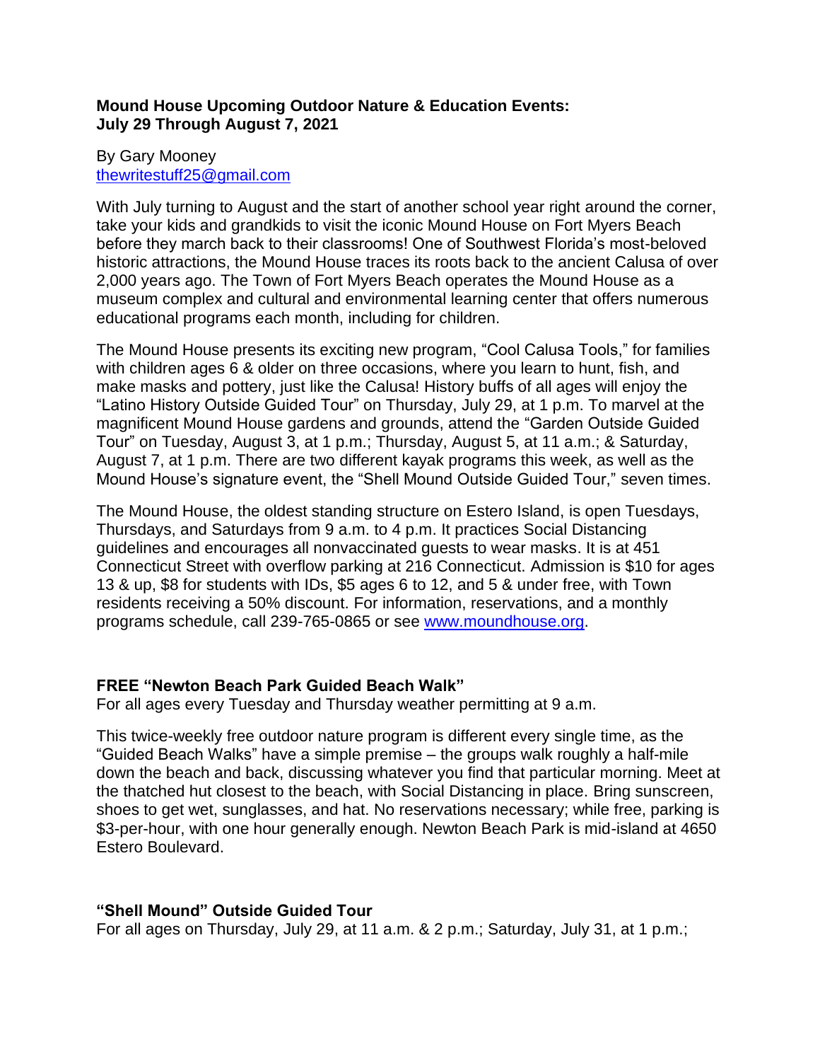**Mound House Upcoming Outdoor Nature & Education Events: July 29 Through August 7, 2021**

By Gary Mooney
[thewritestuff25@gmail.com](mailto:thewritestuff25@gmail.com)

With July turning to August and the start of another school year right around the corner, take your kids and grandkids to visit the iconic Mound House on Fort Myers Beach before they march back to their classrooms! One of Southwest Florida's most-beloved historic attractions, the Mound House traces its roots back to the ancient Calusa of over 2,000 years ago. The Town of Fort Myers Beach operates the Mound House as a museum complex and cultural and environmental learning center that offers numerous educational programs each month, including for children.

The Mound House presents its exciting new program, "Cool Calusa Tools," for families with children ages 6 & older on three occasions, where you learn to hunt, fish, and make masks and pottery, just like the Calusa! History buffs of all ages will enjoy the "Latino History Outside Guided Tour" on Thursday, July 29, at 1 p.m. To marvel at the magnificent Mound House gardens and grounds, attend the "Garden Outside Guided Tour" on Tuesday, August 3, at 1 p.m.; Thursday, August 5, at 11 a.m.; & Saturday, August 7, at 1 p.m. There are two different kayak programs this week, as well as the Mound House's signature event, the "Shell Mound Outside Guided Tour," seven times.

The Mound House, the oldest standing structure on Estero Island, is open Tuesdays, Thursdays, and Saturdays from 9 a.m. to 4 p.m. It practices Social Distancing guidelines and encourages all nonvaccinated guests to wear masks. It is at 451 Connecticut Street with overflow parking at 216 Connecticut. Admission is $10 for ages 13 & up, $8 for students with IDs, $5 ages 6 to 12, and 5 & under free, with Town residents receiving a 50% discount. For information, reservations, and a monthly programs schedule, call 239-765-0865 or see [www.moundhouse.org](http://www.moundhouse.org).

**FREE "Newton Beach Park Guided Beach Walk"**
For all ages every Tuesday and Thursday weather permitting at 9 a.m.

This twice-weekly free outdoor nature program is different every single time, as the "Guided Beach Walks" have a simple premise – the groups walk roughly a half-mile down the beach and back, discussing whatever you find that particular morning. Meet at the thatched hut closest to the beach, with Social Distancing in place. Bring sunscreen, shoes to get wet, sunglasses, and hat. No reservations necessary; while free, parking is $3-per-hour, with one hour generally enough. Newton Beach Park is mid-island at 4650 Estero Boulevard.

**"Shell Mound" Outside Guided Tour**
For all ages on Thursday, July 29, at 11 a.m. & 2 p.m.; Saturday, July 31, at 1 p.m.;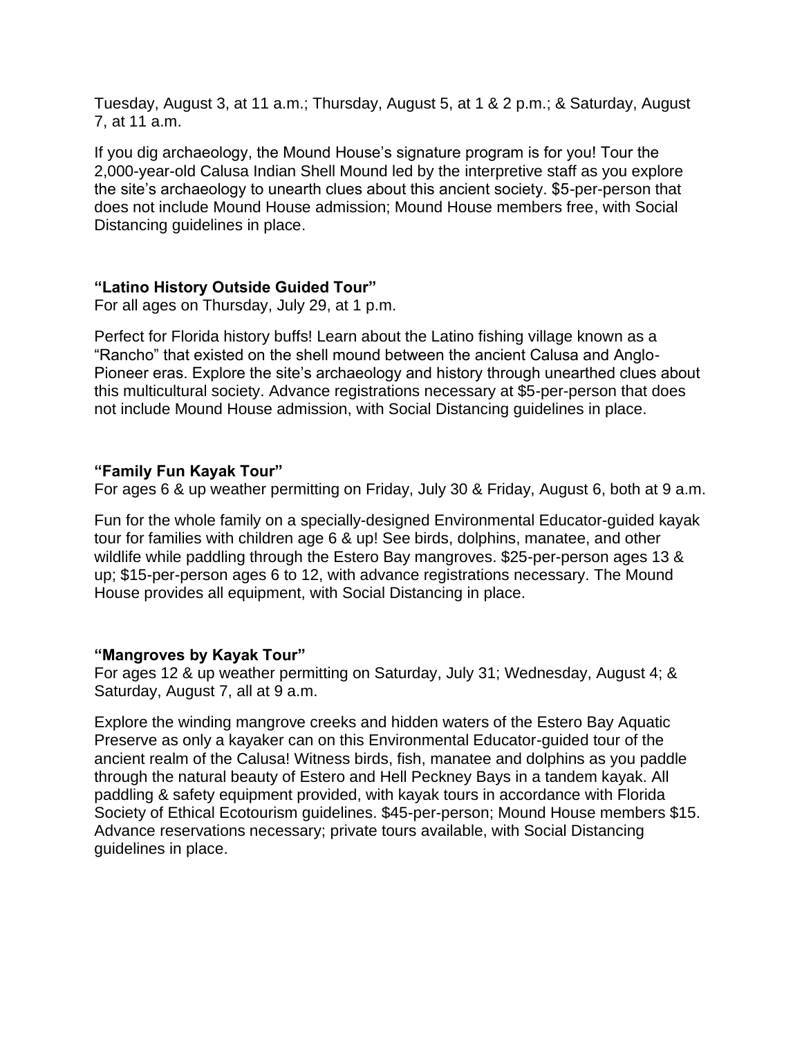Tuesday, August 3, at 11 a.m.; Thursday, August 5, at 1 & 2 p.m.; & Saturday, August 7, at 11 a.m.

If you dig archaeology, the Mound House's signature program is for you! Tour the 2,000-year-old Calusa Indian Shell Mound led by the interpretive staff as you explore the site's archaeology to unearth clues about this ancient society. $5-per-person that does not include Mound House admission; Mound House members free, with Social Distancing guidelines in place.

**"Latino History Outside Guided Tour"**
For all ages on Thursday, July 29, at 1 p.m.

Perfect for Florida history buffs! Learn about the Latino fishing village known as a "Rancho" that existed on the shell mound between the ancient Calusa and Anglo-Pioneer eras. Explore the site's archaeology and history through unearthed clues about this multicultural society. Advance registrations necessary at $5-per-person that does not include Mound House admission, with Social Distancing guidelines in place.

**"Family Fun Kayak Tour"**
For ages 6 & up weather permitting on Friday, July 30 & Friday, August 6, both at 9 a.m.

Fun for the whole family on a specially-designed Environmental Educator-guided kayak tour for families with children age 6 & up! See birds, dolphins, manatee, and other wildlife while paddling through the Estero Bay mangroves. $25-per-person ages 13 & up; $15-per-person ages 6 to 12, with advance registrations necessary. The Mound House provides all equipment, with Social Distancing in place.

**"Mangroves by Kayak Tour"**
For ages 12 & up weather permitting on Saturday, July 31; Wednesday, August 4; & Saturday, August 7, all at 9 a.m.

Explore the winding mangrove creeks and hidden waters of the Estero Bay Aquatic Preserve as only a kayaker can on this Environmental Educator-guided tour of the ancient realm of the Calusa! Witness birds, fish, manatee and dolphins as you paddle through the natural beauty of Estero and Hell Peckney Bays in a tandem kayak. All paddling & safety equipment provided, with kayak tours in accordance with Florida Society of Ethical Ecotourism guidelines. $45-per-person; Mound House members $15. Advance reservations necessary; private tours available, with Social Distancing guidelines in place.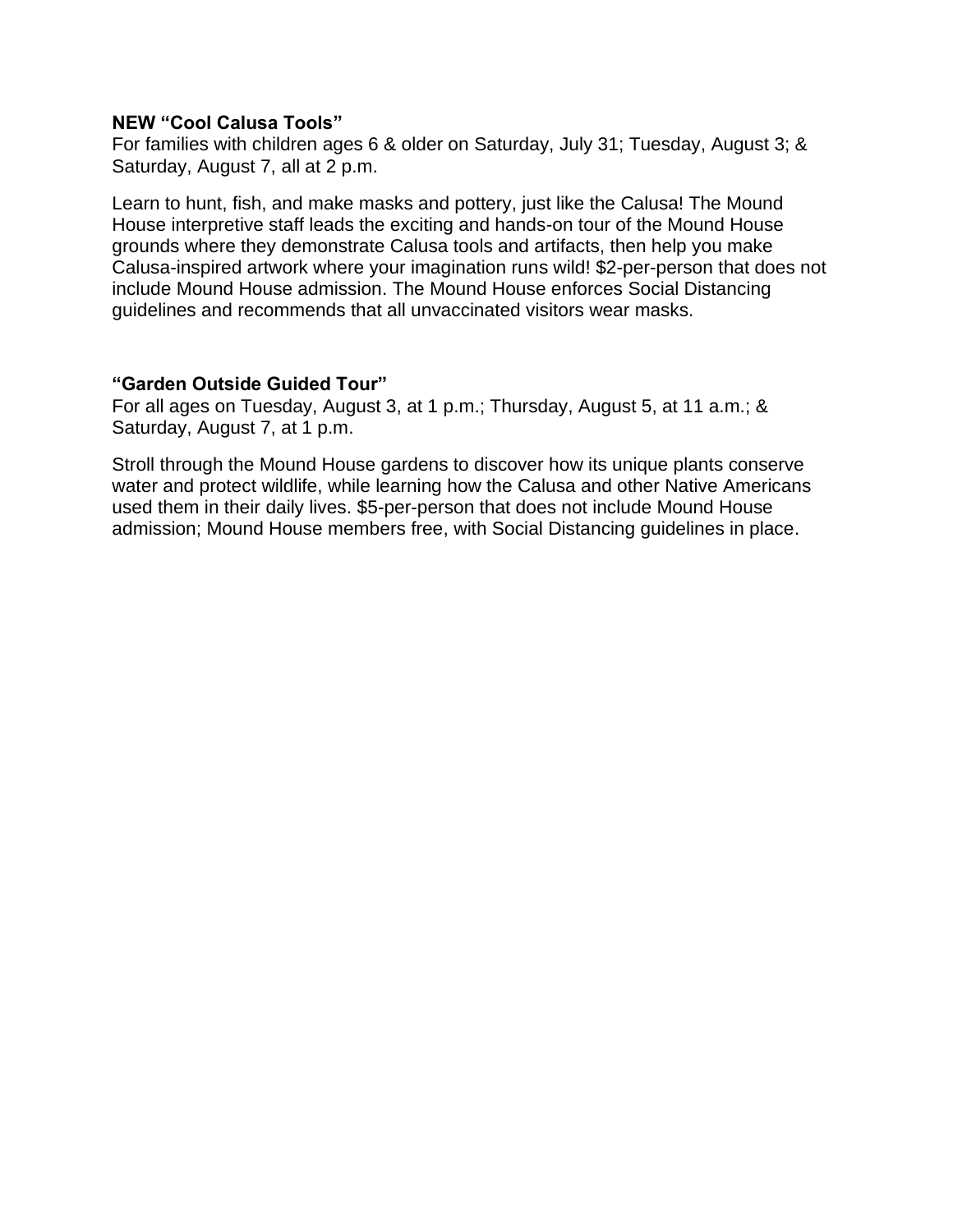**NEW "Cool Calusa Tools"**
For families with children ages 6 & older on Saturday, July 31; Tuesday, August 3; & Saturday, August 7, all at 2 p.m.

Learn to hunt, fish, and make masks and pottery, just like the Calusa! The Mound House interpretive staff leads the exciting and hands-on tour of the Mound House grounds where they demonstrate Calusa tools and artifacts, then help you make Calusa-inspired artwork where your imagination runs wild! $2-per-person that does not include Mound House admission. The Mound House enforces Social Distancing guidelines and recommends that all unvaccinated visitors wear masks.

**"Garden Outside Guided Tour"**
For all ages on Tuesday, August 3, at 1 p.m.; Thursday, August 5, at 11 a.m.; & Saturday, August 7, at 1 p.m.

Stroll through the Mound House gardens to discover how its unique plants conserve water and protect wildlife, while learning how the Calusa and other Native Americans used them in their daily lives. $5-per-person that does not include Mound House admission; Mound House members free, with Social Distancing guidelines in place.